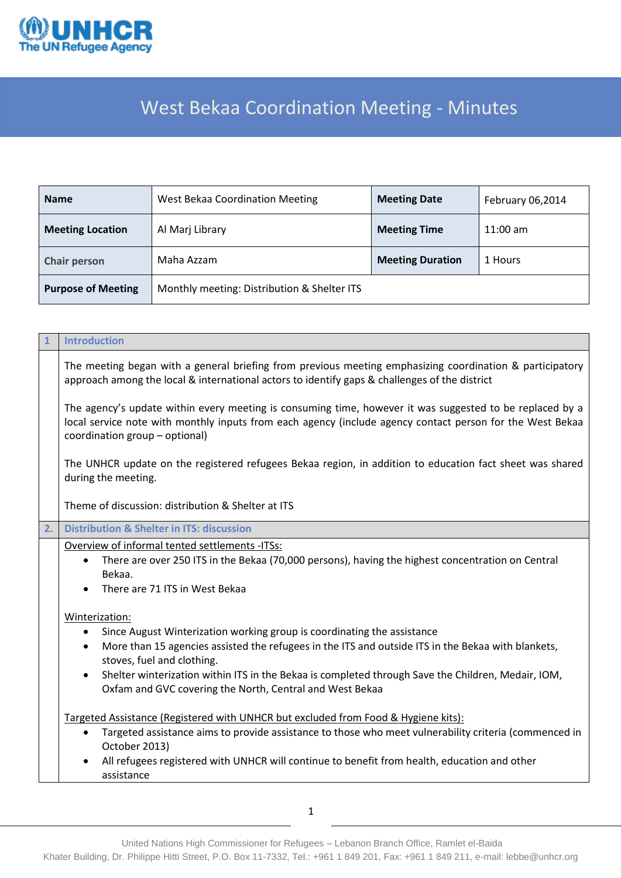# West Bekaa Coordination Meeting - Minutes

| Name | West Bekaa Coordination Meeting | Meeting Date | February 06,2014 |
|---|---|---|---|
| Meeting Location | Al Marj Library | Meeting Time | 11:00 am |
| Chair person | Maha Azzam | Meeting Duration | 1 Hours |
| Purpose of Meeting | Monthly meeting: Distribution & Shelter ITS | | |

## 1 Introduction

The meeting began with a general briefing from previous meeting emphasizing coordination & participatory approach among the local & international actors to identify gaps & challenges of the district

The agency's update within every meeting is consuming time, however it was suggested to be replaced by a local service note with monthly inputs from each agency (include agency contact person for the West Bekaa coordination group – optional)

The UNHCR update on the registered refugees Bekaa region, in addition to education fact sheet was shared during the meeting.

Theme of discussion: distribution & Shelter at ITS

## 2. Distribution & Shelter in ITS: discussion

<u>Overview of informal tented settlements -ITSs:</u>

- There are over 250 ITS in the Bekaa (70,000 persons), having the highest concentration on Central Bekaa.
- There are 71 ITS in West Bekaa

<u>Winterization:</u>

- Since August Winterization working group is coordinating the assistance
- More than 15 agencies assisted the refugees in the ITS and outside ITS in the Bekaa with blankets, stoves, fuel and clothing.
- Shelter winterization within ITS in the Bekaa is completed through Save the Children, Medair, IOM, Oxfam and GVC covering the North, Central and West Bekaa

<u>Targeted Assistance (Registered with UNHCR but excluded from Food & Hygiene kits):</u>

- Targeted assistance aims to provide assistance to those who meet vulnerability criteria (commenced in October 2013)
- All refugees registered with UNHCR will continue to benefit from health, education and other assistance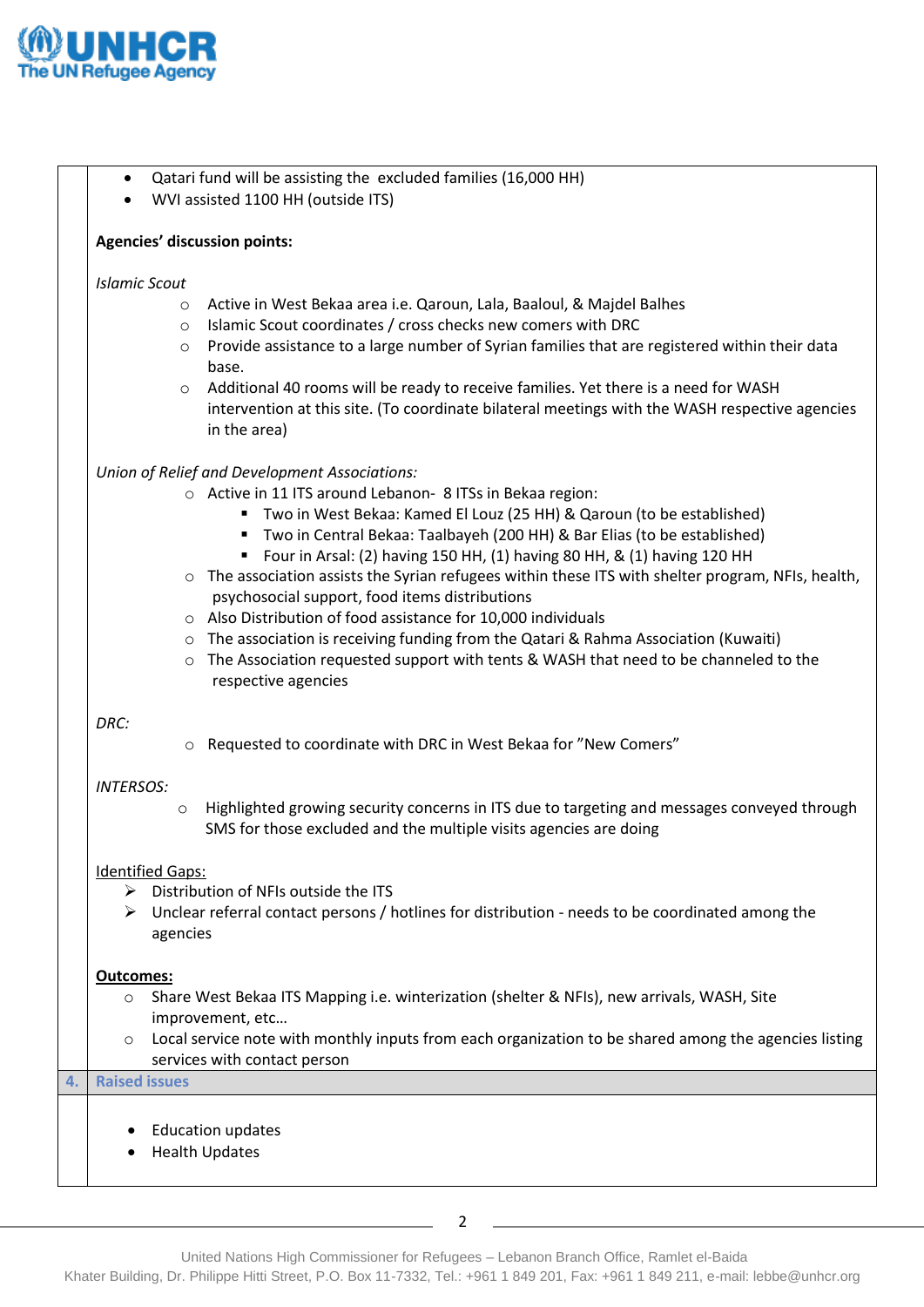- Qatari fund will be assisting the excluded families (16,000 HH)
- WVI assisted 1100 HH (outside ITS)

**Agencies' discussion points:**

*Islamic Scout*

- Active in West Bekaa area i.e. Qaroun, Lala, Baaloul, & Majdel Balhes
- Islamic Scout coordinates / cross checks new comers with DRC
- Provide assistance to a large number of Syrian families that are registered within their data base.
- Additional 40 rooms will be ready to receive families. Yet there is a need for WASH intervention at this site. (To coordinate bilateral meetings with the WASH respective agencies in the area)

*Union of Relief and Development Associations:*

- Active in 11 ITS around Lebanon- 8 ITSs in Bekaa region:
  - Two in West Bekaa: Kamed El Louz (25 HH) & Qaroun (to be established)
  - Two in Central Bekaa: Taalbayeh (200 HH) & Bar Elias (to be established)
  - Four in Arsal: (2) having 150 HH, (1) having 80 HH, & (1) having 120 HH
- The association assists the Syrian refugees within these ITS with shelter program, NFIs, health, psychosocial support, food items distributions
- Also Distribution of food assistance for 10,000 individuals
- The association is receiving funding from the Qatari & Rahma Association (Kuwaiti)
- The Association requested support with tents & WASH that need to be channeled to the respective agencies

*DRC:*

- Requested to coordinate with DRC in West Bekaa for "New Comers"

*INTERSOS:*

- Highlighted growing security concerns in ITS due to targeting and messages conveyed through SMS for those excluded and the multiple visits agencies are doing

Identified Gaps:

- Distribution of NFIs outside the ITS
- Unclear referral contact persons / hotlines for distribution - needs to be coordinated among the agencies

**Outcomes:**

- Share West Bekaa ITS Mapping i.e. winterization (shelter & NFIs), new arrivals, WASH, Site improvement, etc…
- Local service note with monthly inputs from each organization to be shared among the agencies listing services with contact person

## 4. Raised issues

- Education updates
- Health Updates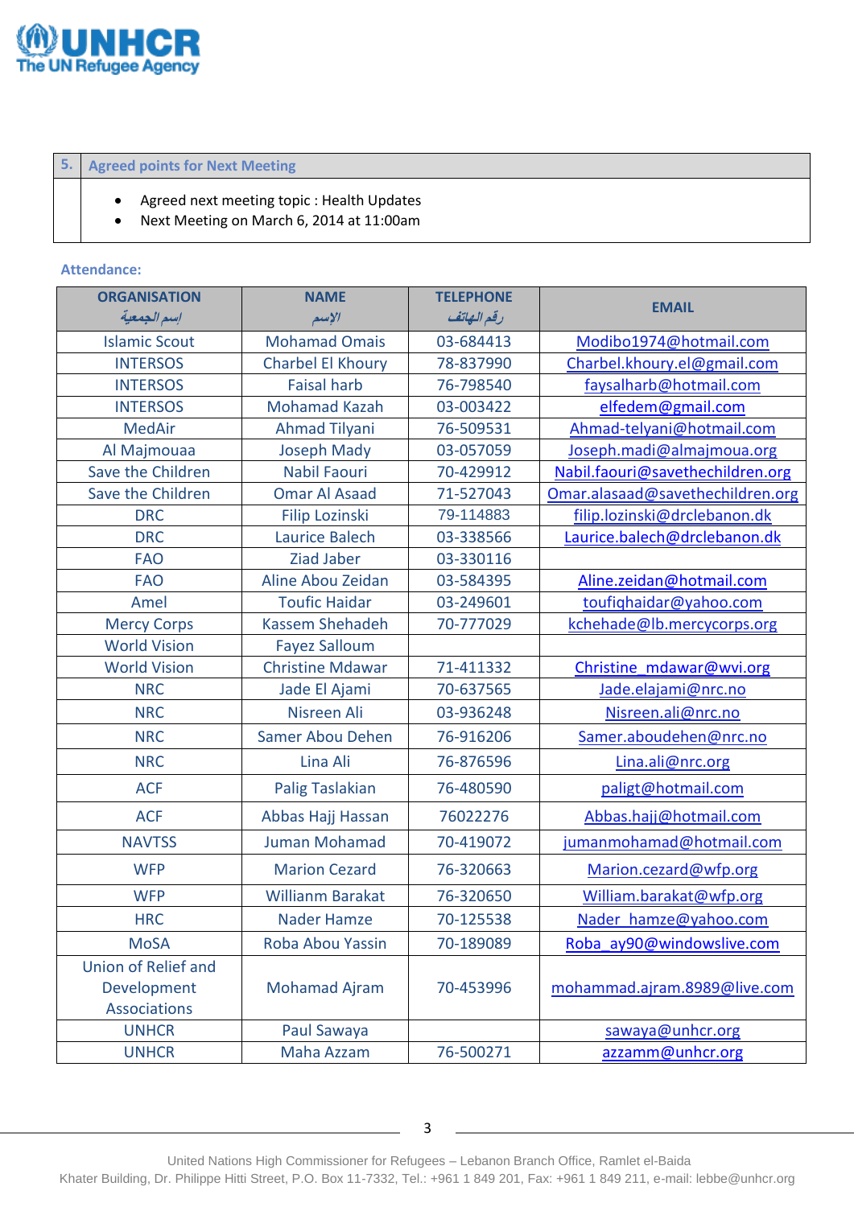| 5. | Agreed points for Next Meeting |
|---|---|
| | • Agreed next meeting topic : Health Updates<br>• Next Meeting on March 6, 2014 at 11:00am |

**Attendance:**

| ORGANISATION إسم الجمعية | NAME الإسم | TELEPHONE رقم الهاتف | EMAIL |
|---|---|---|---|
| Islamic Scout | Mohamad Omais | 03-684413 | Modibo1974@hotmail.com |
| INTERSOS | Charbel El Khoury | 78-837990 | Charbel.khoury.el@gmail.com |
| INTERSOS | Faisal harb | 76-798540 | faysalharb@hotmail.com |
| INTERSOS | Mohamad Kazah | 03-003422 | elfedem@gmail.com |
| MedAir | Ahmad Tilyani | 76-509531 | Ahmad-telyani@hotmail.com |
| Al Majmouaa | Joseph Mady | 03-057059 | Joseph.madi@almajmoua.org |
| Save the Children | Nabil Faouri | 70-429912 | Nabil.faouri@savethechildren.org |
| Save the Children | Omar Al Asaad | 71-527043 | Omar.alasaad@savethechildren.org |
| DRC | Filip Lozinski | 79-114883 | filip.lozinski@drclebanon.dk |
| DRC | Laurice Balech | 03-338566 | Laurice.balech@drclebanon.dk |
| FAO | Ziad Jaber | 03-330116 | |
| FAO | Aline Abou Zeidan | 03-584395 | Aline.zeidan@hotmail.com |
| Amel | Toufic Haidar | 03-249601 | toufiqhaidar@yahoo.com |
| Mercy Corps | Kassem Shehadeh | 70-777029 | kchehade@lb.mercycorps.org |
| World Vision | Fayez Salloum | | |
| World Vision | Christine Mdawar | 71-411332 | Christine_mdawar@wvi.org |
| NRC | Jade El Ajami | 70-637565 | Jade.elajami@nrc.no |
| NRC | Nisreen Ali | 03-936248 | Nisreen.ali@nrc.no |
| NRC | Samer Abou Dehen | 76-916206 | Samer.aboudehen@nrc.no |
| NRC | Lina Ali | 76-876596 | Lina.ali@nrc.org |
| ACF | Palig Taslakian | 76-480590 | paligt@hotmail.com |
| ACF | Abbas Hajj Hassan | 76022276 | Abbas.hajj@hotmail.com |
| NAVTSS | Juman Mohamad | 70-419072 | jumanmohamad@hotmail.com |
| WFP | Marion Cezard | 76-320663 | Marion.cezard@wfp.org |
| WFP | Willianm Barakat | 76-320650 | William.barakat@wfp.org |
| HRC | Nader Hamze | 70-125538 | Nader_hamze@yahoo.com |
| MoSA | Roba Abou Yassin | 70-189089 | Roba_ay90@windowslive.com |
| Union of Relief and Development Associations | Mohamad Ajram | 70-453996 | mohammad.ajram.8989@live.com |
| UNHCR | Paul Sawaya | | sawaya@unhcr.org |
| UNHCR | Maha Azzam | 76-500271 | azzamm@unhcr.org |